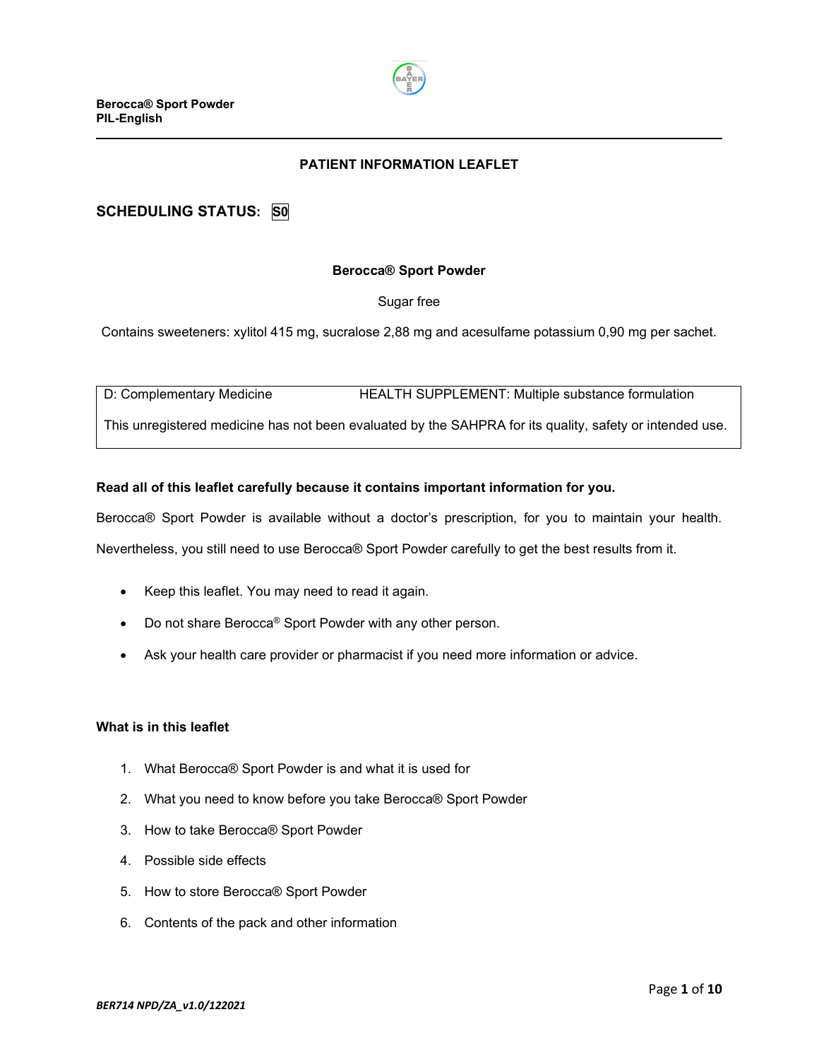**Berocca® Sport Powder**
**PIL-English**

---

## PATIENT INFORMATION LEAFLET

### SCHEDULING STATUS: S0

**Berocca® Sport Powder**

Sugar free

Contains sweeteners: xylitol 415 mg, sucralose 2,88 mg and acesulfame potassium 0,90 mg per sachet.

| D: Complementary Medicine | HEALTH SUPPLEMENT: Multiple substance formulation |
|---|---|
| This unregistered medicine has not been evaluated by the SAHPRA for its quality, safety or intended use. | |

**Read all of this leaflet carefully because it contains important information for you.**

Berocca® Sport Powder is available without a doctor's prescription, for you to maintain your health. Nevertheless, you still need to use Berocca® Sport Powder carefully to get the best results from it.

- Keep this leaflet. You may need to read it again.
- Do not share Berocca® Sport Powder with any other person.
- Ask your health care provider or pharmacist if you need more information or advice.

**What is in this leaflet**

1. What Berocca® Sport Powder is and what it is used for
2. What you need to know before you take Berocca® Sport Powder
3. How to take Berocca® Sport Powder
4. Possible side effects
5. How to store Berocca® Sport Powder
6. Contents of the pack and other information

*BER714 NPD/ZA_v1.0/122021*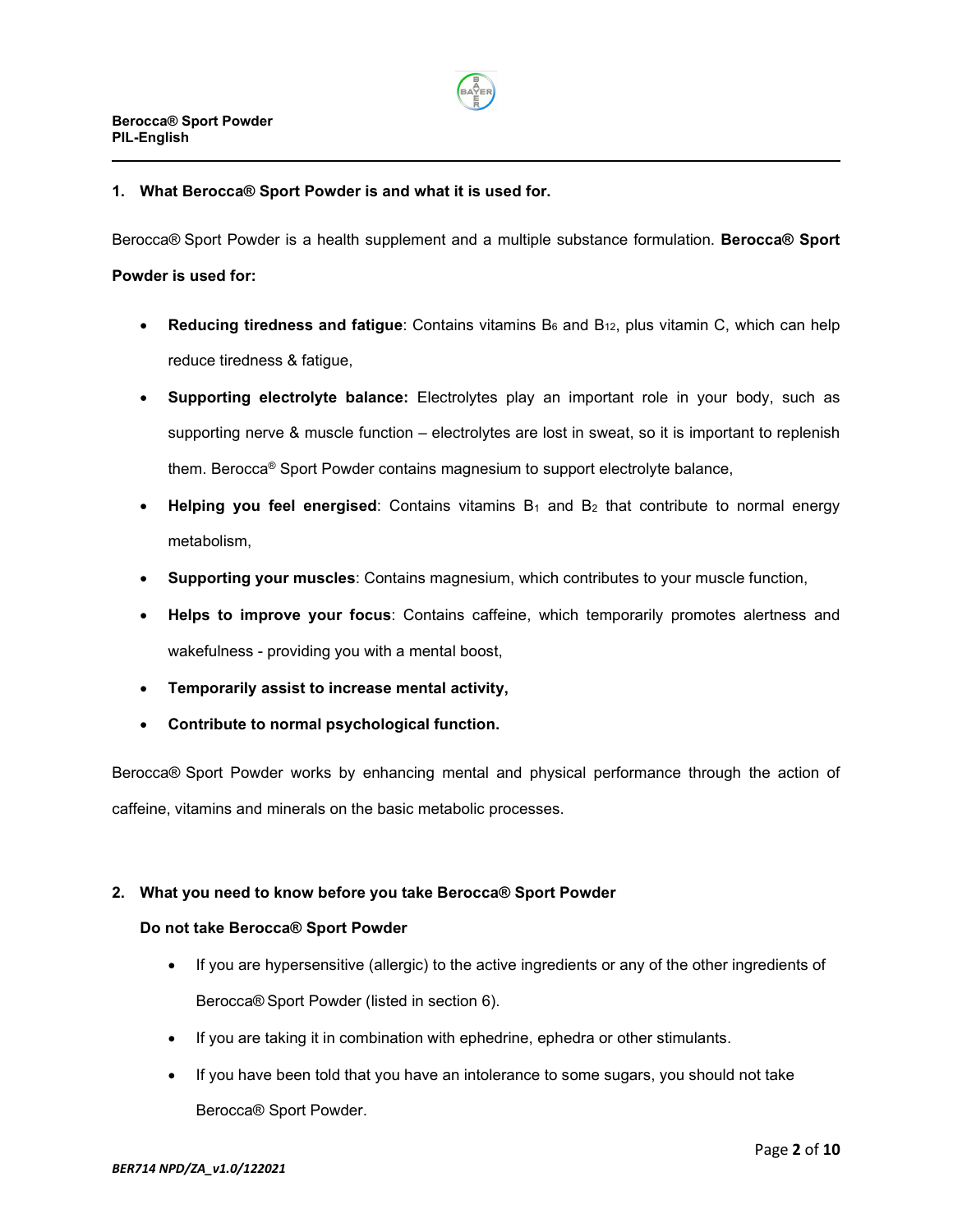## 1. What Berocca® Sport Powder is and what it is used for.

Berocca® Sport Powder is a health supplement and a multiple substance formulation. **Berocca® Sport Powder is used for:**

- **Reducing tiredness and fatigue**: Contains vitamins $B_6$ and $B_{12}$, plus vitamin C, which can help reduce tiredness & fatigue,
- **Supporting electrolyte balance:** Electrolytes play an important role in your body, such as supporting nerve & muscle function – electrolytes are lost in sweat, so it is important to replenish them. Berocca® Sport Powder contains magnesium to support electrolyte balance,
- **Helping you feel energised**: Contains vitamins $B_1$ and $B_2$ that contribute to normal energy metabolism,
- **Supporting your muscles**: Contains magnesium, which contributes to your muscle function,
- **Helps to improve your focus**: Contains caffeine, which temporarily promotes alertness and wakefulness - providing you with a mental boost,
- **Temporarily assist to increase mental activity,**
- **Contribute to normal psychological function.**

Berocca® Sport Powder works by enhancing mental and physical performance through the action of caffeine, vitamins and minerals on the basic metabolic processes.

## 2. What you need to know before you take Berocca® Sport Powder

### Do not take Berocca® Sport Powder

- If you are hypersensitive (allergic) to the active ingredients or any of the other ingredients of Berocca® Sport Powder (listed in section 6).
- If you are taking it in combination with ephedrine, ephedra or other stimulants.
- If you have been told that you have an intolerance to some sugars, you should not take Berocca® Sport Powder.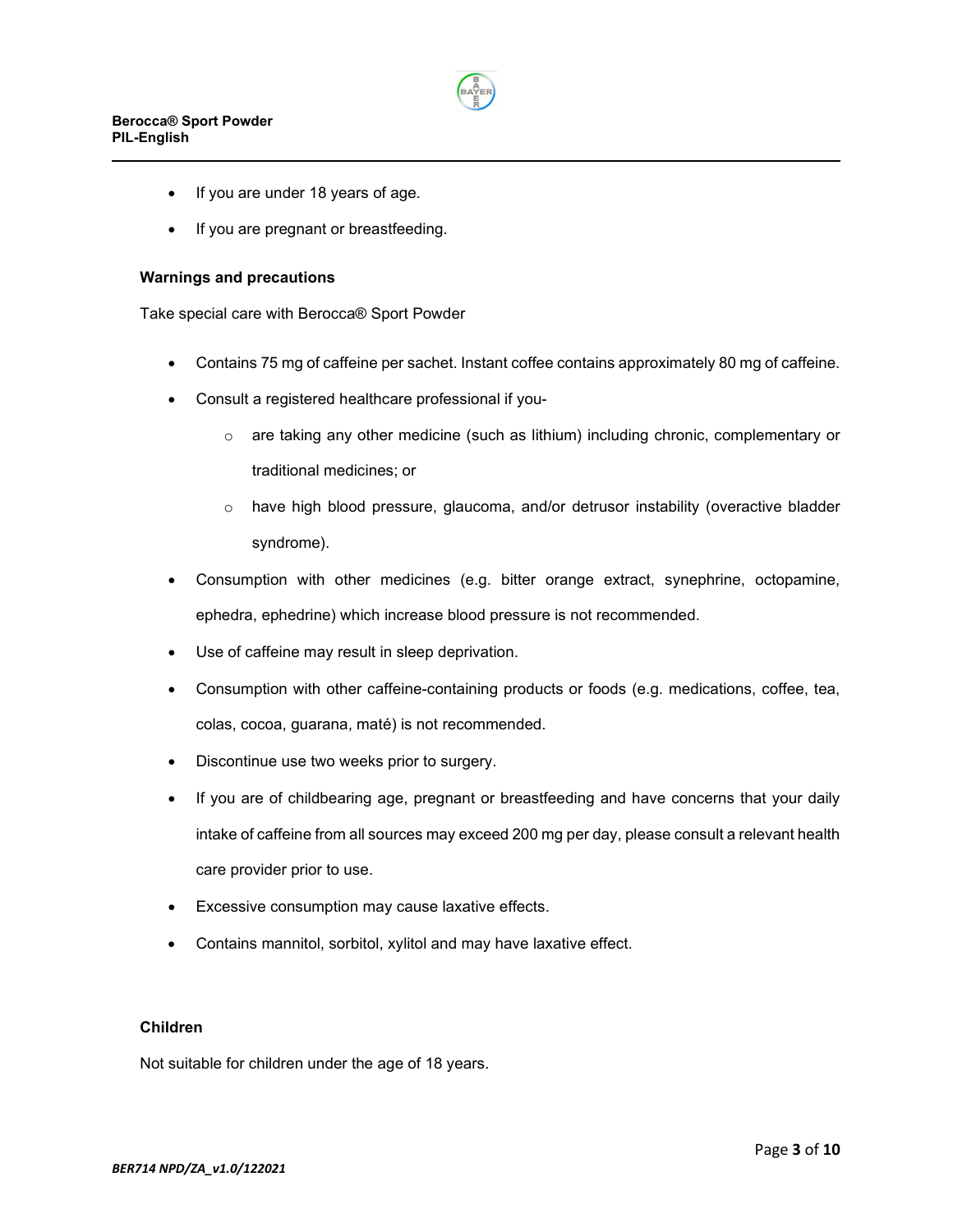- If you are under 18 years of age.
- If you are pregnant or breastfeeding.

### Warnings and precautions

Take special care with Berocca® Sport Powder

- Contains 75 mg of caffeine per sachet. Instant coffee contains approximately 80 mg of caffeine.
- Consult a registered healthcare professional if you-
  - are taking any other medicine (such as lithium) including chronic, complementary or traditional medicines; or
  - have high blood pressure, glaucoma, and/or detrusor instability (overactive bladder syndrome).
- Consumption with other medicines (e.g. bitter orange extract, synephrine, octopamine, ephedra, ephedrine) which increase blood pressure is not recommended.
- Use of caffeine may result in sleep deprivation.
- Consumption with other caffeine-containing products or foods (e.g. medications, coffee, tea, colas, cocoa, guarana, maté) is not recommended.
- Discontinue use two weeks prior to surgery.
- If you are of childbearing age, pregnant or breastfeeding and have concerns that your daily intake of caffeine from all sources may exceed 200 mg per day, please consult a relevant health care provider prior to use.
- Excessive consumption may cause laxative effects.
- Contains mannitol, sorbitol, xylitol and may have laxative effect.

### Children

Not suitable for children under the age of 18 years.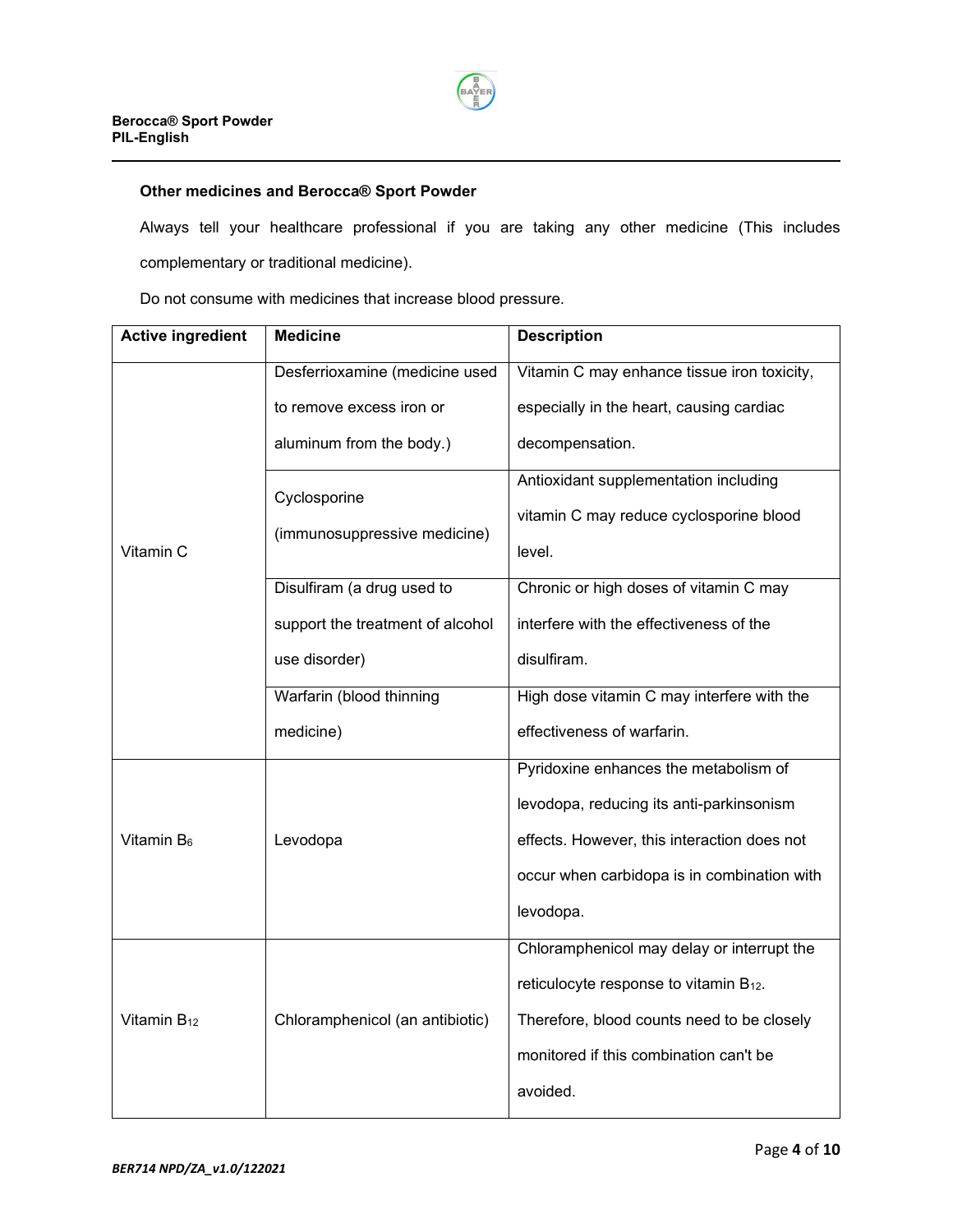### Other medicines and Berocca® Sport Powder

Always tell your healthcare professional if you are taking any other medicine (This includes complementary or traditional medicine).

Do not consume with medicines that increase blood pressure.

| Active ingredient | Medicine | Description |
|---|---|---|
| Vitamin C | Desferrioxamine (medicine used to remove excess iron or aluminum from the body.) | Vitamin C may enhance tissue iron toxicity, especially in the heart, causing cardiac decompensation. |
| | Cyclosporine (immunosuppressive medicine) | Antioxidant supplementation including vitamin C may reduce cyclosporine blood level. |
| | Disulfiram (a drug used to support the treatment of alcohol use disorder) | Chronic or high doses of vitamin C may interfere with the effectiveness of the disulfiram. |
| | Warfarin (blood thinning medicine) | High dose vitamin C may interfere with the effectiveness of warfarin. |
| Vitamin $B_6$ | Levodopa | Pyridoxine enhances the metabolism of levodopa, reducing its anti-parkinsonism effects. However, this interaction does not occur when carbidopa is in combination with levodopa. |
| Vitamin $B_{12}$ | Chloramphenicol (an antibiotic) | Chloramphenicol may delay or interrupt the reticulocyte response to vitamin $B_{12}$. Therefore, blood counts need to be closely monitored if this combination can't be avoided. |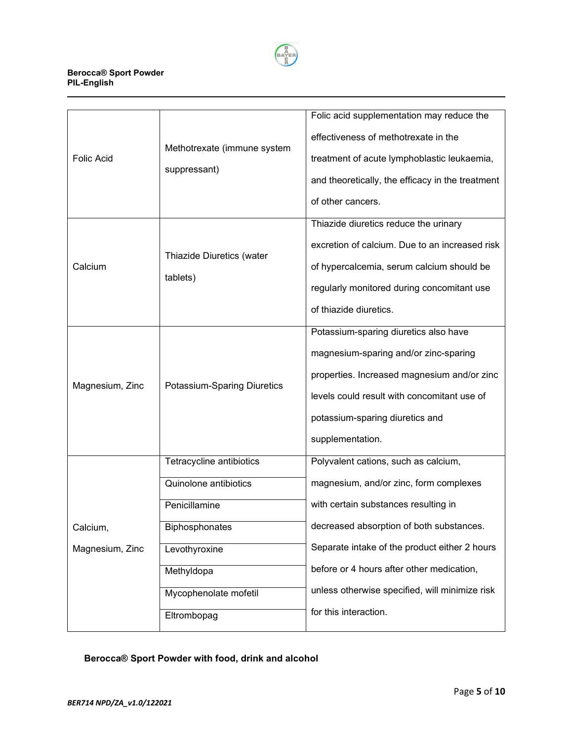| | | |
|---|---|---|
| Folic Acid | Methotrexate (immune system suppressant) | Folic acid supplementation may reduce the effectiveness of methotrexate in the treatment of acute lymphoblastic leukaemia, and theoretically, the efficacy in the treatment of other cancers. |
| Calcium | Thiazide Diuretics (water tablets) | Thiazide diuretics reduce the urinary excretion of calcium. Due to an increased risk of hypercalcemia, serum calcium should be regularly monitored during concomitant use of thiazide diuretics. |
| Magnesium, Zinc | Potassium-Sparing Diuretics | Potassium-sparing diuretics also have magnesium-sparing and/or zinc-sparing properties. Increased magnesium and/or zinc levels could result with concomitant use of potassium-sparing diuretics and supplementation. |
| Calcium, Magnesium, Zinc | Tetracycline antibiotics | Polyvalent cations, such as calcium, magnesium, and/or zinc, form complexes with certain substances resulting in decreased absorption of both substances. Separate intake of the product either 2 hours before or 4 hours after other medication, unless otherwise specified, will minimize risk for this interaction. |
| | Quinolone antibiotics | |
| | Penicillamine | |
| | Biphosphonates | |
| | Levothyroxine | |
| | Methyldopa | |
| | Mycophenolate mofetil | |
| | Eltrombopag | |

**Berocca® Sport Powder with food, drink and alcohol**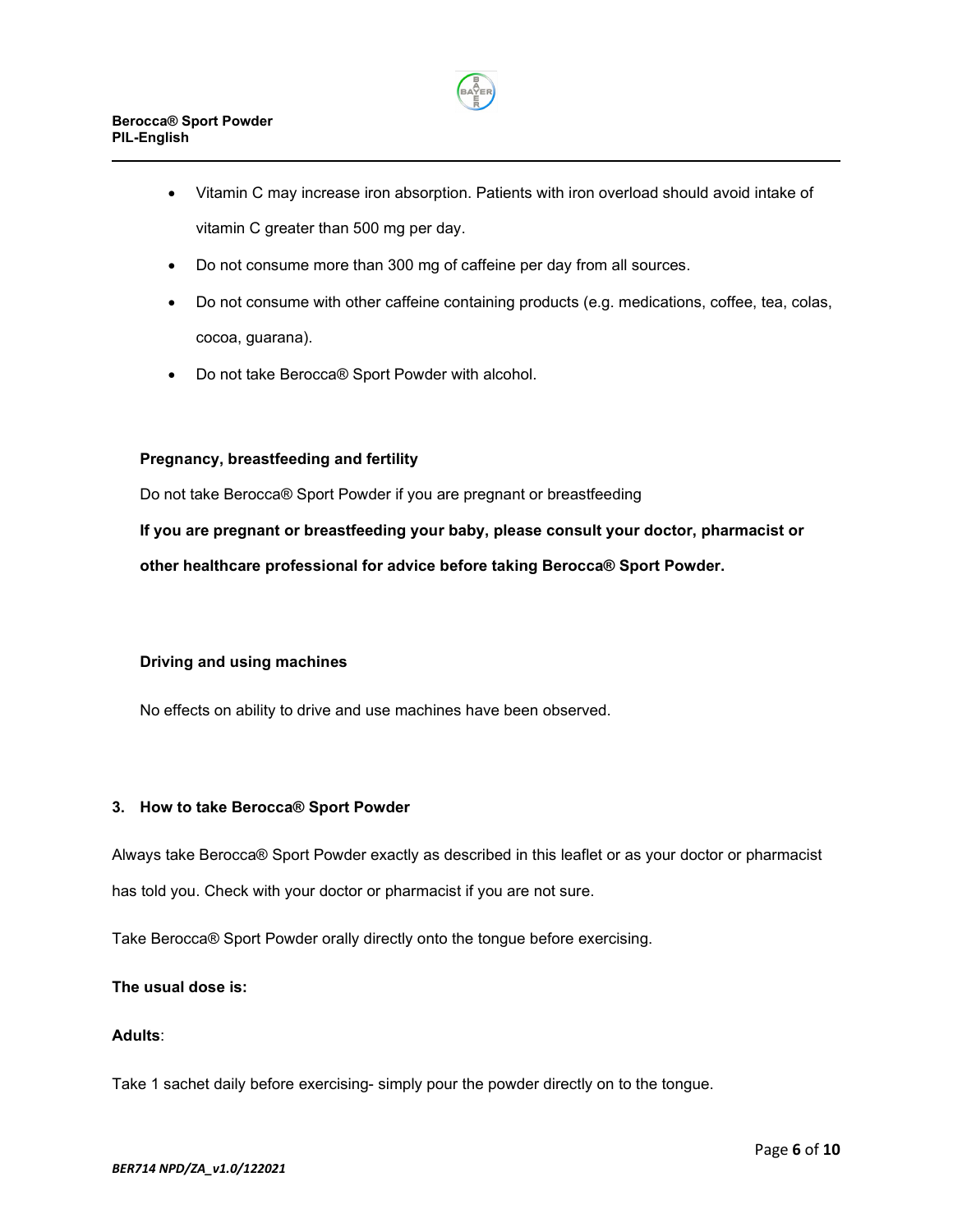- Vitamin C may increase iron absorption. Patients with iron overload should avoid intake of vitamin C greater than 500 mg per day.
- Do not consume more than 300 mg of caffeine per day from all sources.
- Do not consume with other caffeine containing products (e.g. medications, coffee, tea, colas, cocoa, guarana).
- Do not take Berocca® Sport Powder with alcohol.

**Pregnancy, breastfeeding and fertility**

Do not take Berocca® Sport Powder if you are pregnant or breastfeeding

**If you are pregnant or breastfeeding your baby, please consult your doctor, pharmacist or other healthcare professional for advice before taking Berocca® Sport Powder.**

**Driving and using machines**

No effects on ability to drive and use machines have been observed.

## 3. How to take Berocca® Sport Powder

Always take Berocca® Sport Powder exactly as described in this leaflet or as your doctor or pharmacist has told you. Check with your doctor or pharmacist if you are not sure.

Take Berocca® Sport Powder orally directly onto the tongue before exercising.

**The usual dose is:**

**Adults**:

Take 1 sachet daily before exercising- simply pour the powder directly on to the tongue.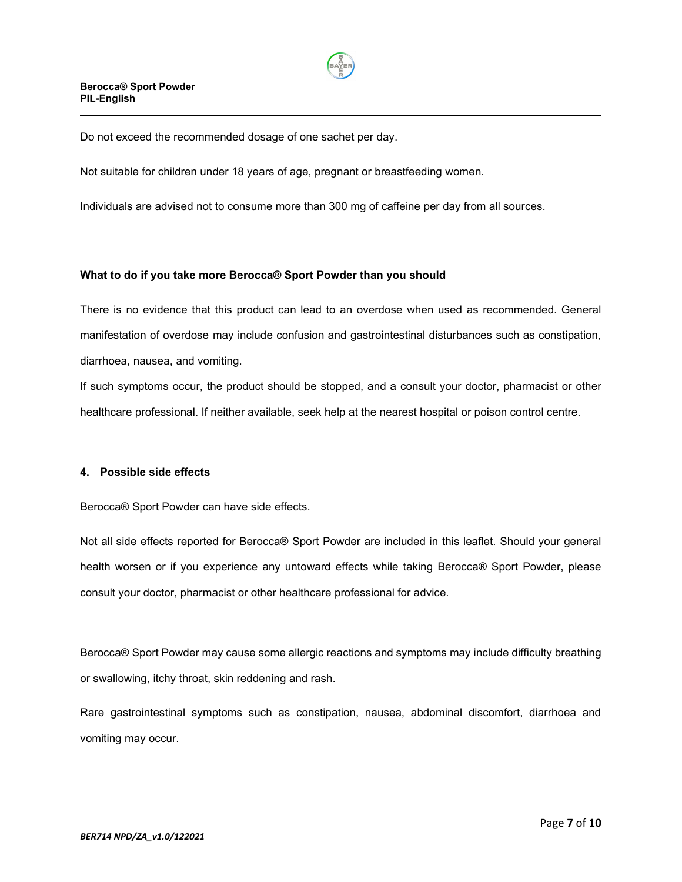Do not exceed the recommended dosage of one sachet per day.

Not suitable for children under 18 years of age, pregnant or breastfeeding women.

Individuals are advised not to consume more than 300 mg of caffeine per day from all sources.

**What to do if you take more Berocca® Sport Powder than you should**

There is no evidence that this product can lead to an overdose when used as recommended. General manifestation of overdose may include confusion and gastrointestinal disturbances such as constipation, diarrhoea, nausea, and vomiting.

If such symptoms occur, the product should be stopped, and a consult your doctor, pharmacist or other healthcare professional. If neither available, seek help at the nearest hospital or poison control centre.

## 4. Possible side effects

Berocca® Sport Powder can have side effects.

Not all side effects reported for Berocca® Sport Powder are included in this leaflet. Should your general health worsen or if you experience any untoward effects while taking Berocca® Sport Powder, please consult your doctor, pharmacist or other healthcare professional for advice.

Berocca® Sport Powder may cause some allergic reactions and symptoms may include difficulty breathing or swallowing, itchy throat, skin reddening and rash.

Rare gastrointestinal symptoms such as constipation, nausea, abdominal discomfort, diarrhoea and vomiting may occur.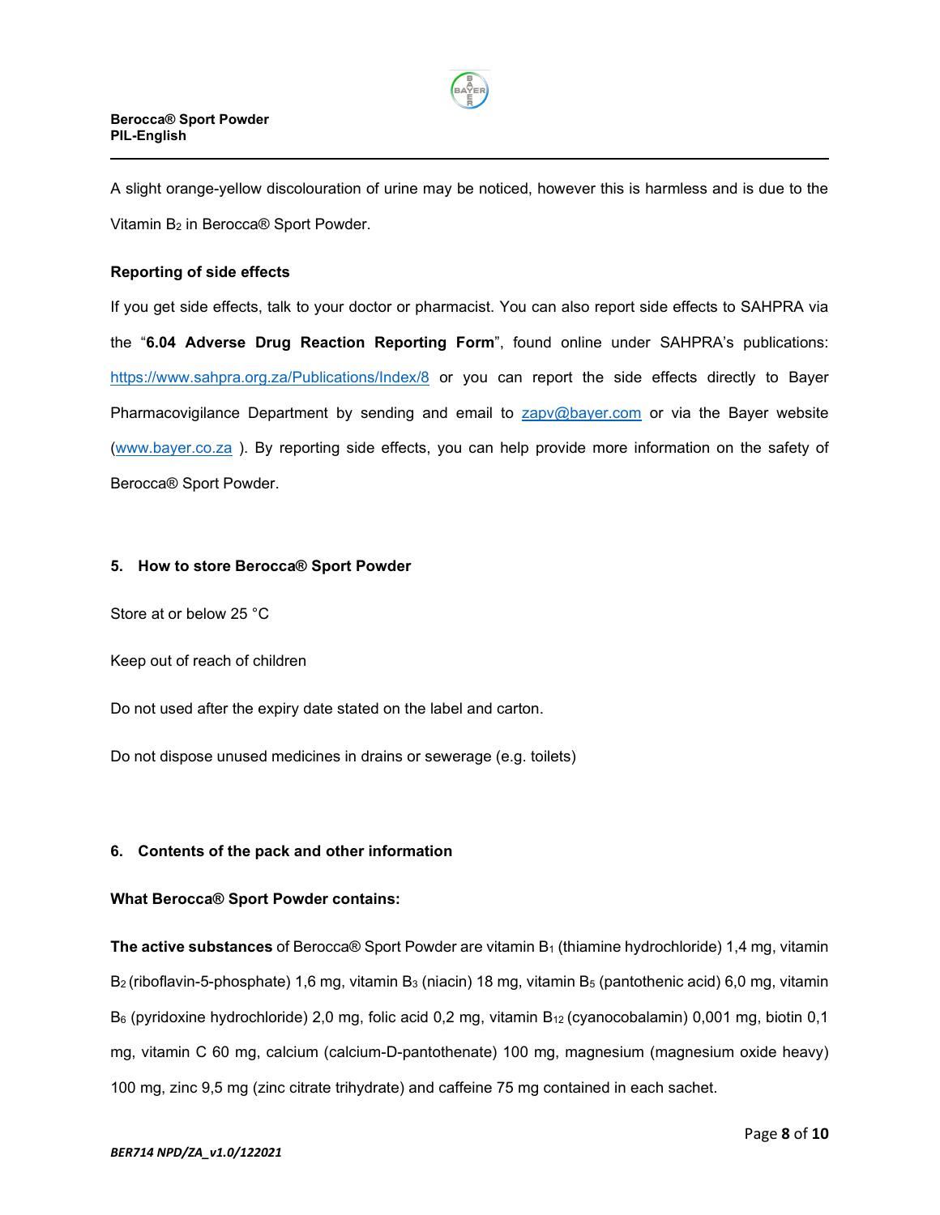A slight orange-yellow discolouration of urine may be noticed, however this is harmless and is due to the Vitamin $B_2$ in Berocca® Sport Powder.

**Reporting of side effects**

If you get side effects, talk to your doctor or pharmacist. You can also report side effects to SAHPRA via the "**6.04 Adverse Drug Reaction Reporting Form**", found online under SAHPRA's publications: https://www.sahpra.org.za/Publications/Index/8 or you can report the side effects directly to Bayer Pharmacovigilance Department by sending and email to zapv@bayer.com or via the Bayer website (www.bayer.co.za ). By reporting side effects, you can help provide more information on the safety of Berocca® Sport Powder.

## 5. How to store Berocca® Sport Powder

Store at or below 25 °C

Keep out of reach of children

Do not used after the expiry date stated on the label and carton.

Do not dispose unused medicines in drains or sewerage (e.g. toilets)

## 6. Contents of the pack and other information

**What Berocca® Sport Powder contains:**

**The active substances** of Berocca® Sport Powder are vitamin $B_1$ (thiamine hydrochloride) 1,4 mg, vitamin $B_2$ (riboflavin-5-phosphate) 1,6 mg, vitamin $B_3$ (niacin) 18 mg, vitamin $B_5$ (pantothenic acid) 6,0 mg, vitamin $B_6$ (pyridoxine hydrochloride) 2,0 mg, folic acid 0,2 mg, vitamin $B_{12}$ (cyanocobalamin) 0,001 mg, biotin 0,1 mg, vitamin C 60 mg, calcium (calcium-D-pantothenate) 100 mg, magnesium (magnesium oxide heavy) 100 mg, zinc 9,5 mg (zinc citrate trihydrate) and caffeine 75 mg contained in each sachet.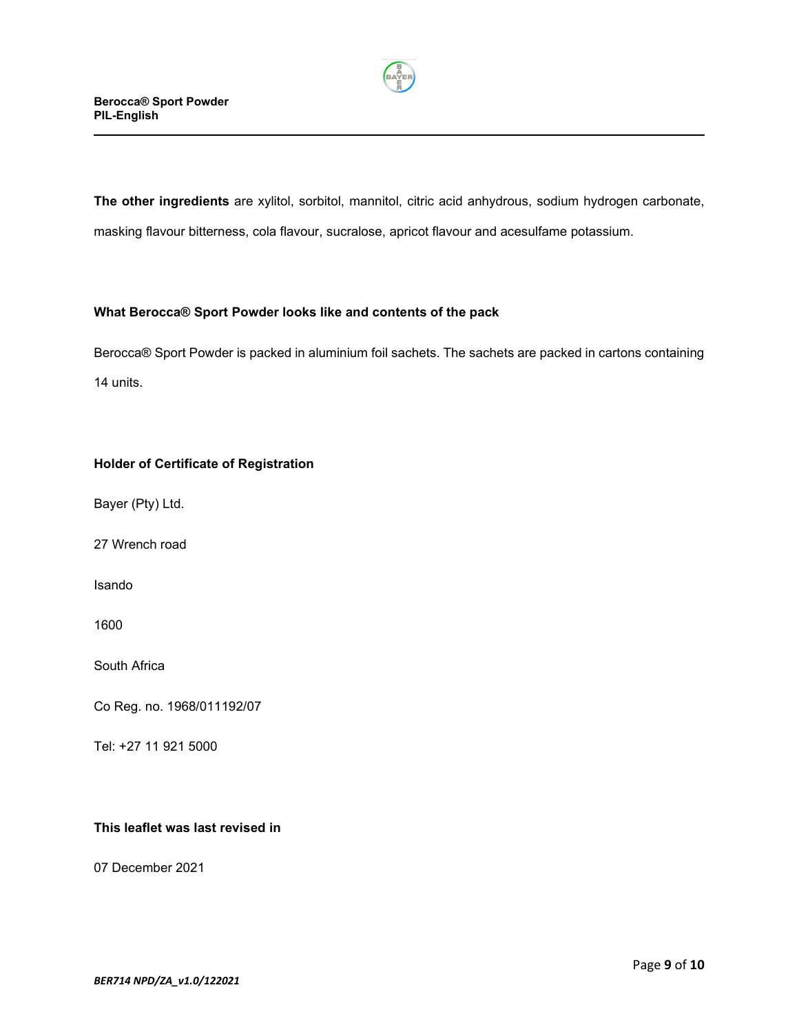**The other ingredients** are xylitol, sorbitol, mannitol, citric acid anhydrous, sodium hydrogen carbonate, masking flavour bitterness, cola flavour, sucralose, apricot flavour and acesulfame potassium.

### What Berocca® Sport Powder looks like and contents of the pack

Berocca® Sport Powder is packed in aluminium foil sachets. The sachets are packed in cartons containing 14 units.

### Holder of Certificate of Registration

Bayer (Pty) Ltd.

27 Wrench road

Isando

1600

South Africa

Co Reg. no. 1968/011192/07

Tel: +27 11 921 5000

### This leaflet was last revised in

07 December 2021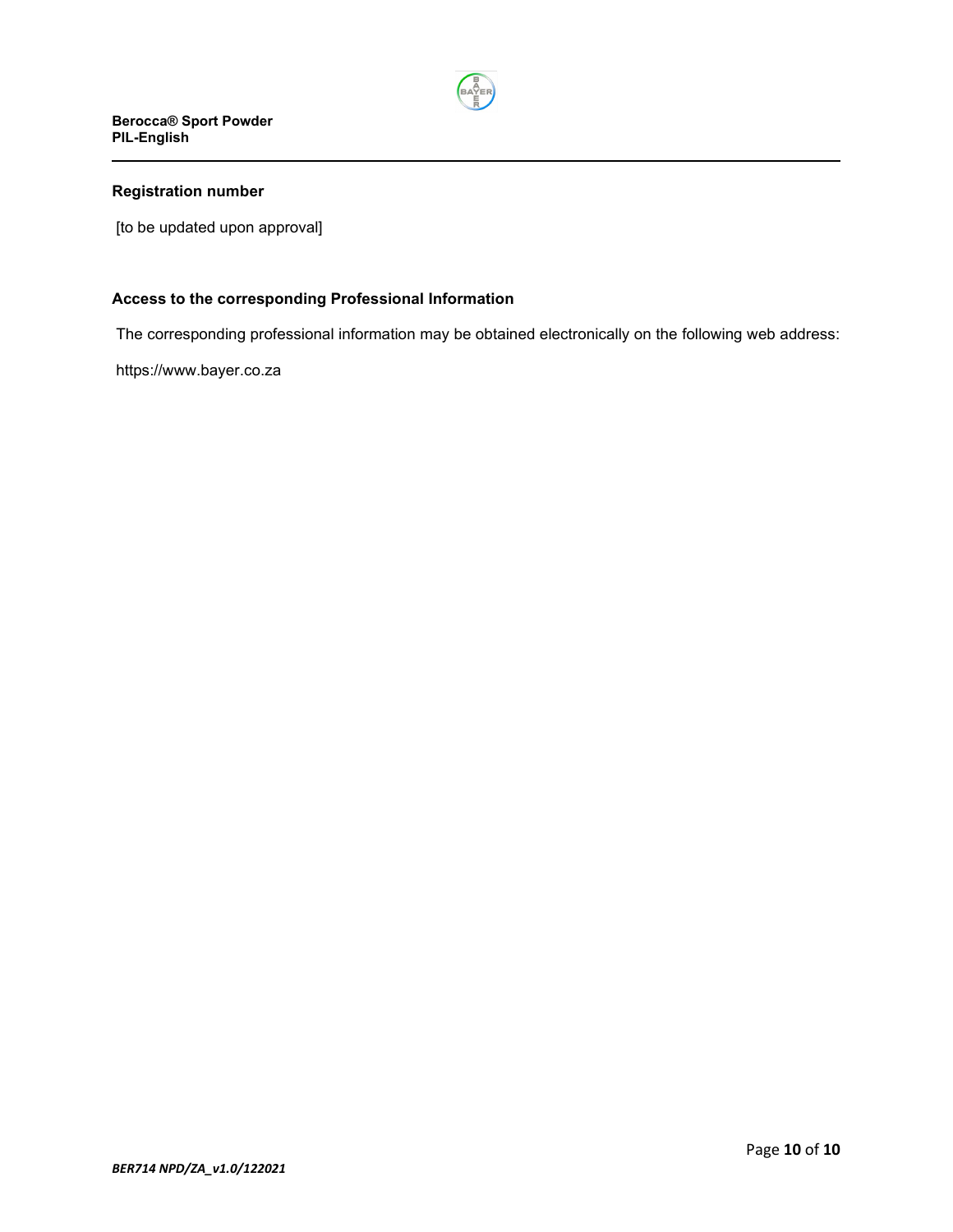## Registration number

[to be updated upon approval]

## Access to the corresponding Professional Information

The corresponding professional information may be obtained electronically on the following web address:

https://www.bayer.co.za